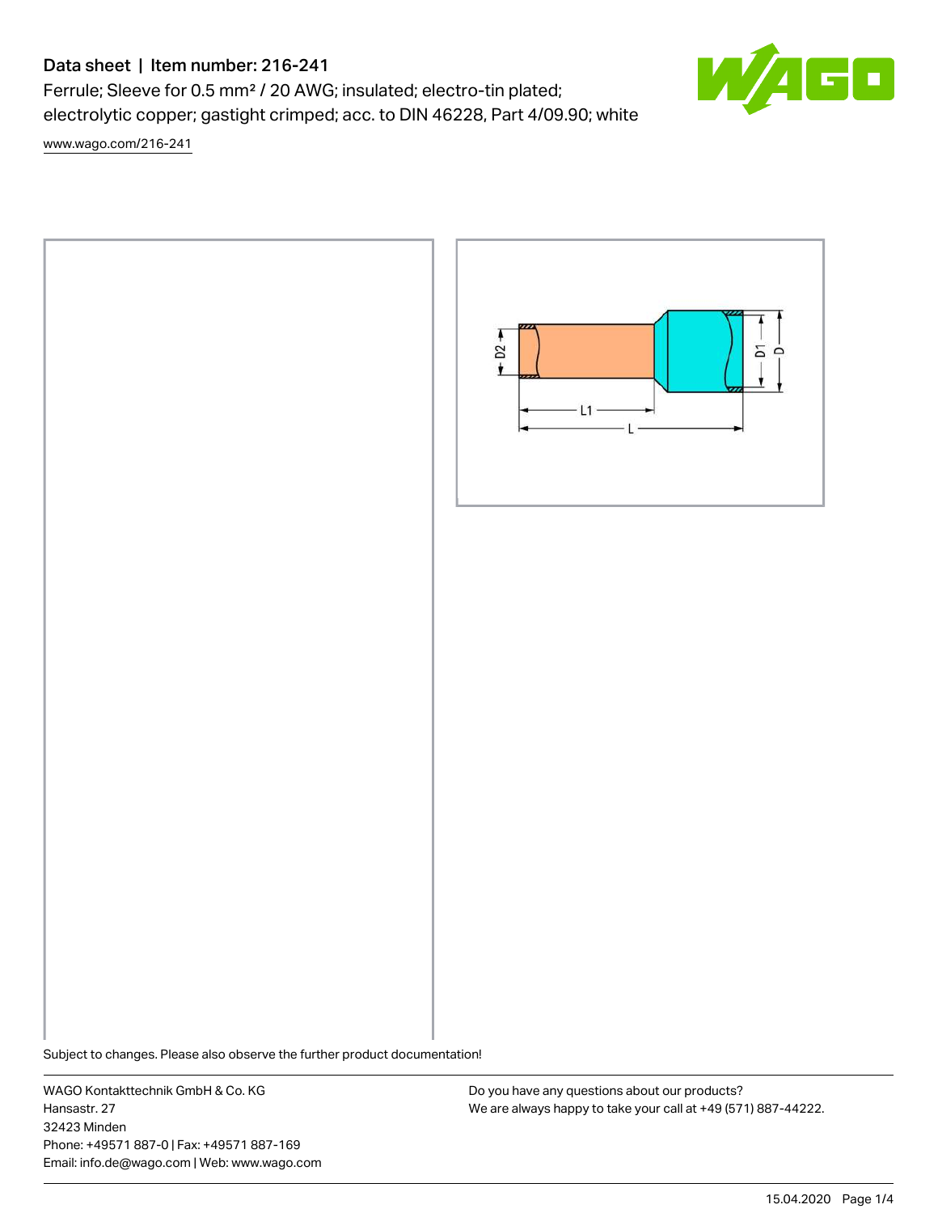# Data sheet | Item number: 216-241

Ferrule; Sleeve for 0.5 mm² / 20 AWG; insulated; electro-tin plated; electrolytic copper; gastight crimped; acc. to DIN 46228, Part 4/09.90; white

www.wago.com/216-241

D2 L1 L D1 D

Subject to changes. Please also observe the further product documentation!

WAGO Kontakttechnik GmbH & Co. KG
Hansastr. 27
32423 Minden
Phone: +49571 887-0 | Fax: +49571 887-169
Email: info.de@wago.com | Web: www.wago.com

Do you have any questions about our products?
We are always happy to take your call at +49 (571) 887-44222.

15.04.2020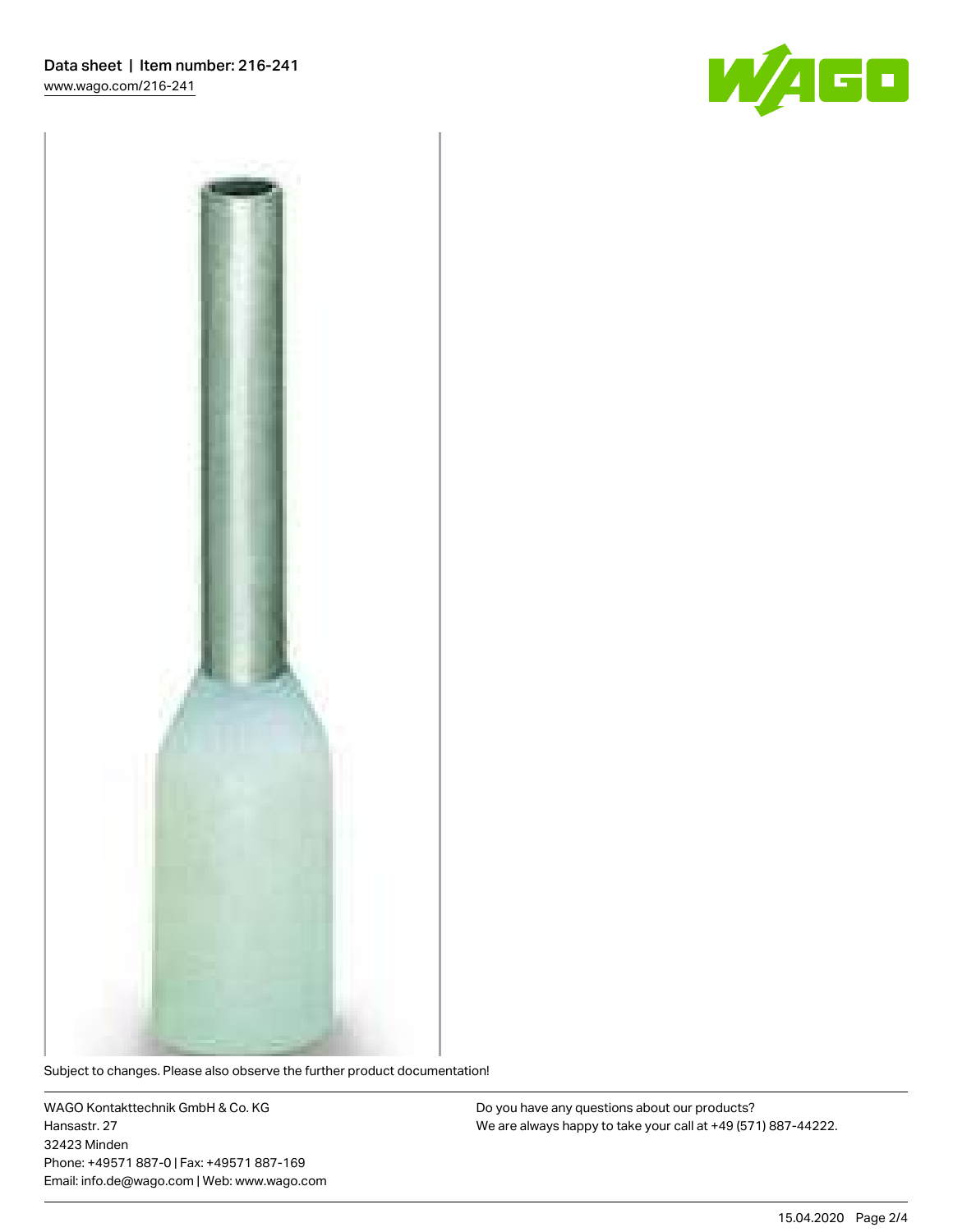Subject to changes. Please also observe the further product documentation!

WAGO Kontakttechnik GmbH & Co. KG
Hansastr. 27
32423 Minden
Phone: +49571 887-0 | Fax: +49571 887-169
Email: info.de@wago.com | Web: www.wago.com

Do you have any questions about our products?
We are always happy to take your call at +49 (571) 887-44222.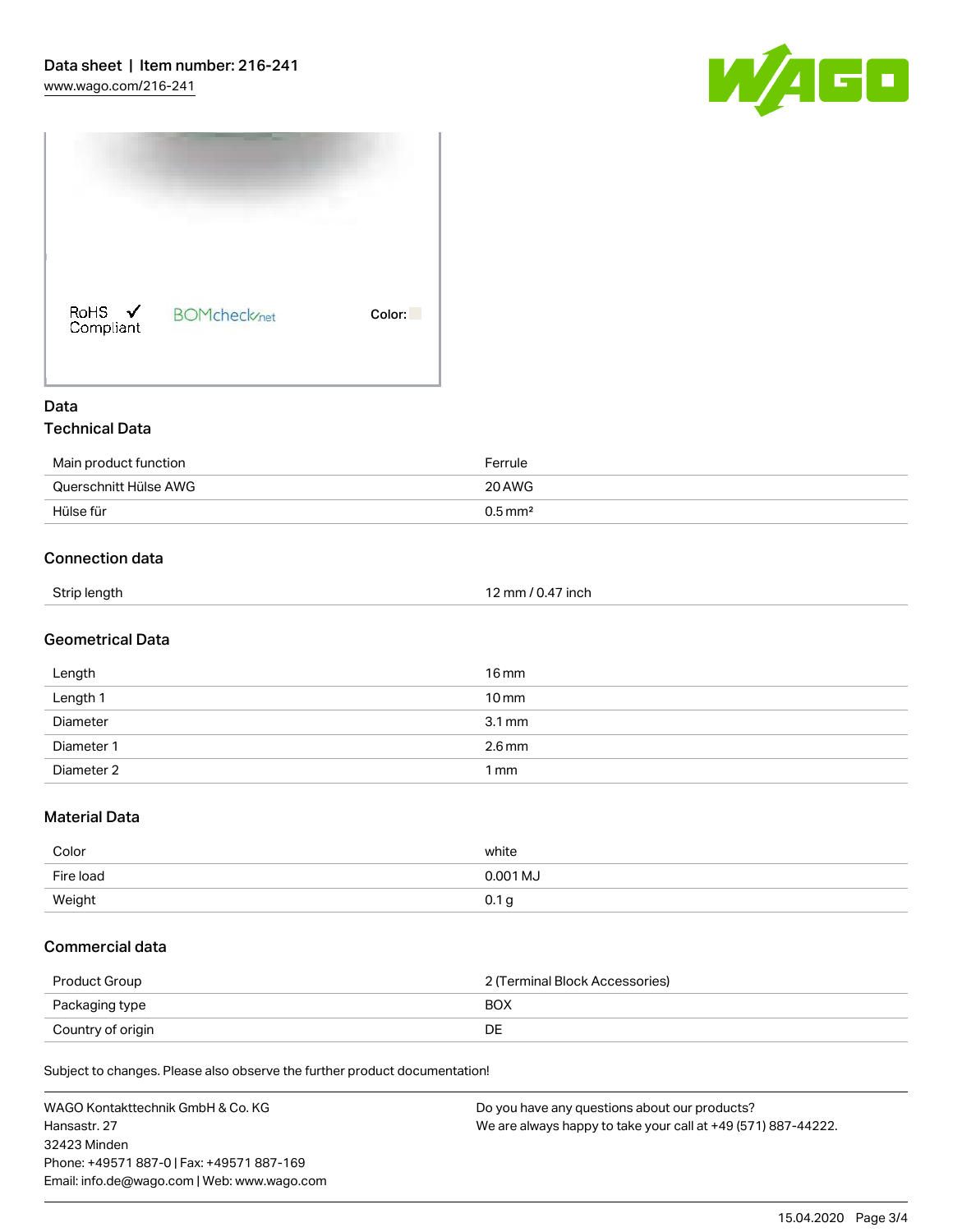RoHS ✓ Compliant   BOMcheck.net   Color:

# Data

## Technical Data

| | |
|---|---|
| Main product function | Ferrule |
| Querschnitt Hülse AWG | 20 AWG |
| Hülse für | 0.5 mm² |

## Connection data

| | |
|---|---|
| Strip length | 12 mm / 0.47 inch |

## Geometrical Data

| | |
|---|---|
| Length | 16 mm |
| Length 1 | 10 mm |
| Diameter | 3.1 mm |
| Diameter 1 | 2.6 mm |
| Diameter 2 | 1 mm |

## Material Data

| | |
|---|---|
| Color | white |
| Fire load | 0.001 MJ |
| Weight | 0.1 g |

## Commercial data

| | |
|---|---|
| Product Group | 2 (Terminal Block Accessories) |
| Packaging type | BOX |
| Country of origin | DE |

Subject to changes. Please also observe the further product documentation!

WAGO Kontakttechnik GmbH & Co. KG
Hansastr. 27
32423 Minden
Phone: +49571 887-0 | Fax: +49571 887-169
Email: info.de@wago.com | Web: www.wago.com

Do you have any questions about our products?
We are always happy to take your call at +49 (571) 887-44222.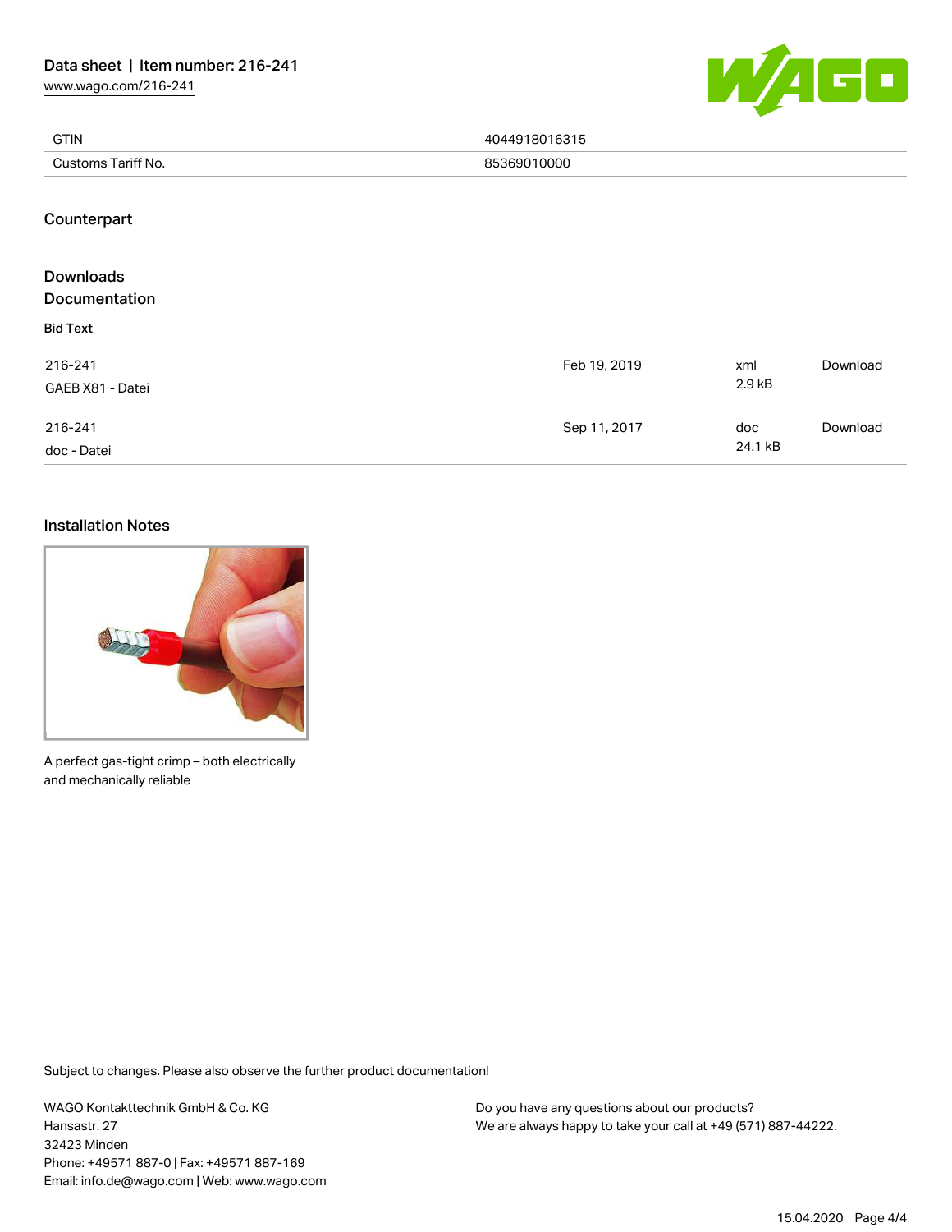| | |
|---|---|
| GTIN | 4044918016315 |
| Customs Tariff No. | 85369010000 |

## Counterpart

## Downloads

## Documentation

**Bid Text**

| | | | |
|---|---|---|---|
| 216-241<br>GAEB X81 - Datei | Feb 19, 2019 | xml<br>2.9 kB | Download |
| 216-241<br>doc - Datei | Sep 11, 2017 | doc<br>24.1 kB | Download |

## Installation Notes

A perfect gas-tight crimp – both electrically and mechanically reliable

Subject to changes. Please also observe the further product documentation!

WAGO Kontakttechnik GmbH & Co. KG
Hansastr. 27
32423 Minden
Phone: +49571 887-0 | Fax: +49571 887-169
Email: info.de@wago.com | Web: www.wago.com

Do you have any questions about our products?
We are always happy to take your call at +49 (571) 887-44222.